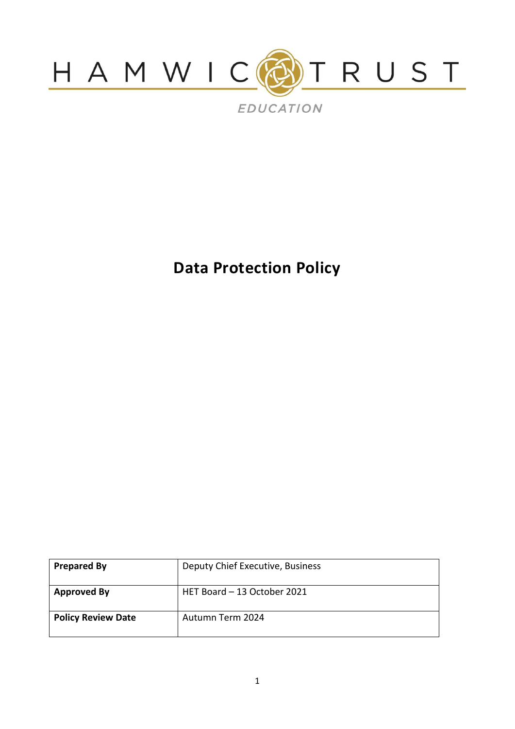HAMWIC TRUST

EDUCATION

# Data Protection Policy

| **Prepared By** | Deputy Chief Executive, Business |
| --- | --- |
| **Approved By** | HET Board – 13 October 2021 |
| **Policy Review Date** | Autumn Term 2024 |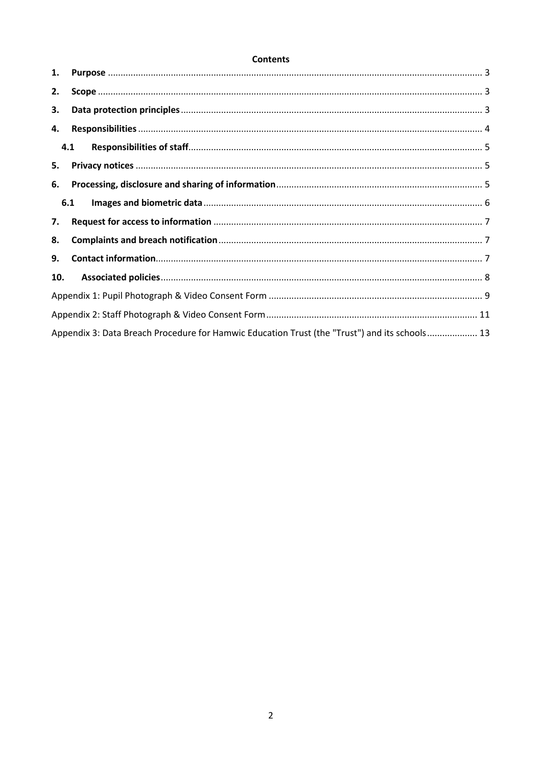**Contents**

1. **Purpose** ... 3
2. **Scope** ... 3
3. **Data protection principles** ... 3
4. **Responsibilities** ... 4
   - 4.1 **Responsibilities of staff** ... 5
5. **Privacy notices** ... 5
6. **Processing, disclosure and sharing of information** ... 5
   - 6.1 **Images and biometric data** ... 6
7. **Request for access to information** ... 7
8. **Complaints and breach notification** ... 7
9. **Contact information** ... 7
10. **Associated policies** ... 8

Appendix 1: Pupil Photograph & Video Consent Form ... 9

Appendix 2: Staff Photograph & Video Consent Form ... 11

Appendix 3: Data Breach Procedure for Hamwic Education Trust (the "Trust") and its schools ... 13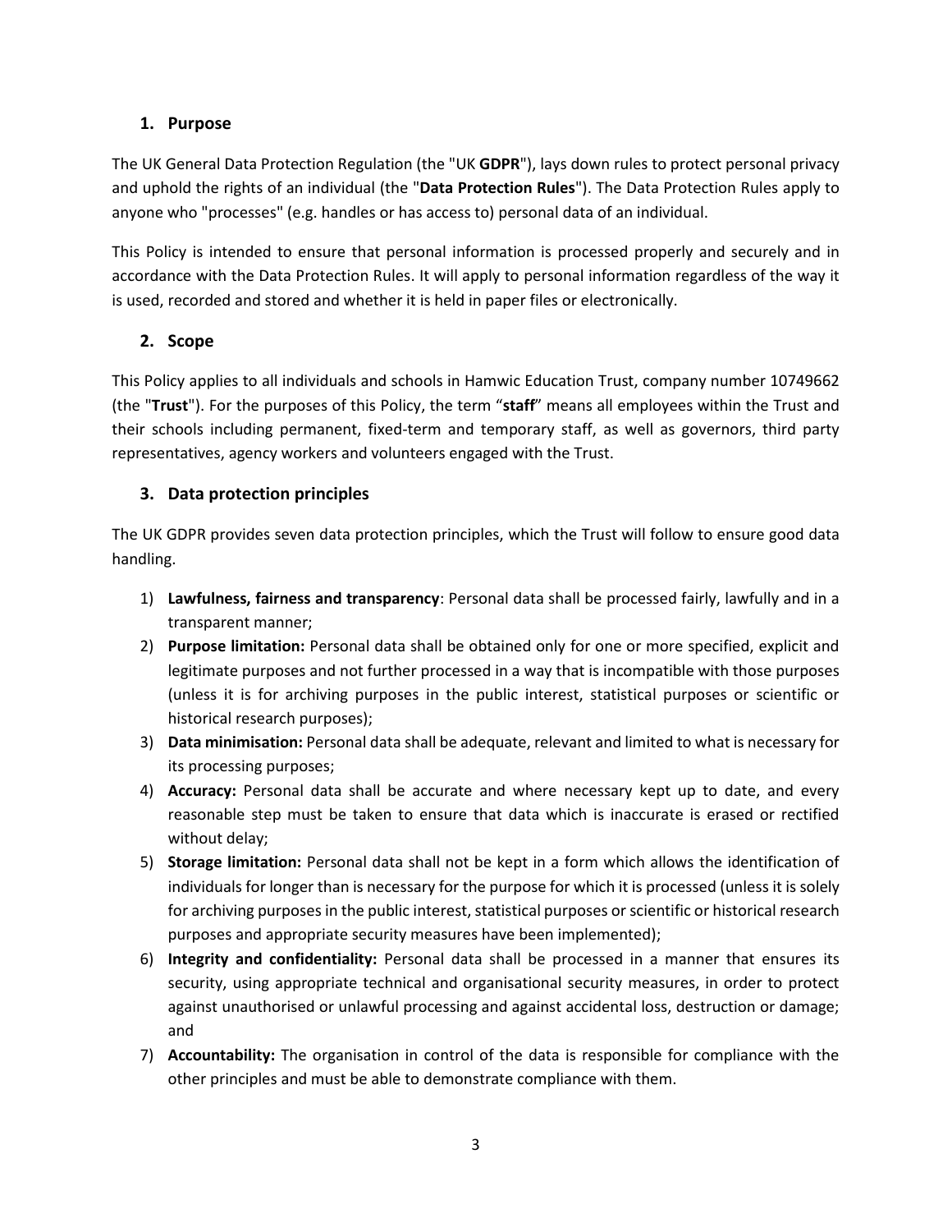## 1. Purpose

The UK General Data Protection Regulation (the "UK **GDPR**"), lays down rules to protect personal privacy and uphold the rights of an individual (the "**Data Protection Rules**"). The Data Protection Rules apply to anyone who "processes" (e.g. handles or has access to) personal data of an individual.

This Policy is intended to ensure that personal information is processed properly and securely and in accordance with the Data Protection Rules. It will apply to personal information regardless of the way it is used, recorded and stored and whether it is held in paper files or electronically.

## 2. Scope

This Policy applies to all individuals and schools in Hamwic Education Trust, company number 10749662 (the "**Trust**"). For the purposes of this Policy, the term "**staff**" means all employees within the Trust and their schools including permanent, fixed-term and temporary staff, as well as governors, third party representatives, agency workers and volunteers engaged with the Trust.

## 3. Data protection principles

The UK GDPR provides seven data protection principles, which the Trust will follow to ensure good data handling.

1) **Lawfulness, fairness and transparency**: Personal data shall be processed fairly, lawfully and in a transparent manner;
2) **Purpose limitation:** Personal data shall be obtained only for one or more specified, explicit and legitimate purposes and not further processed in a way that is incompatible with those purposes (unless it is for archiving purposes in the public interest, statistical purposes or scientific or historical research purposes);
3) **Data minimisation:** Personal data shall be adequate, relevant and limited to what is necessary for its processing purposes;
4) **Accuracy:** Personal data shall be accurate and where necessary kept up to date, and every reasonable step must be taken to ensure that data which is inaccurate is erased or rectified without delay;
5) **Storage limitation:** Personal data shall not be kept in a form which allows the identification of individuals for longer than is necessary for the purpose for which it is processed (unless it is solely for archiving purposes in the public interest, statistical purposes or scientific or historical research purposes and appropriate security measures have been implemented);
6) **Integrity and confidentiality:** Personal data shall be processed in a manner that ensures its security, using appropriate technical and organisational security measures, in order to protect against unauthorised or unlawful processing and against accidental loss, destruction or damage; and
7) **Accountability:** The organisation in control of the data is responsible for compliance with the other principles and must be able to demonstrate compliance with them.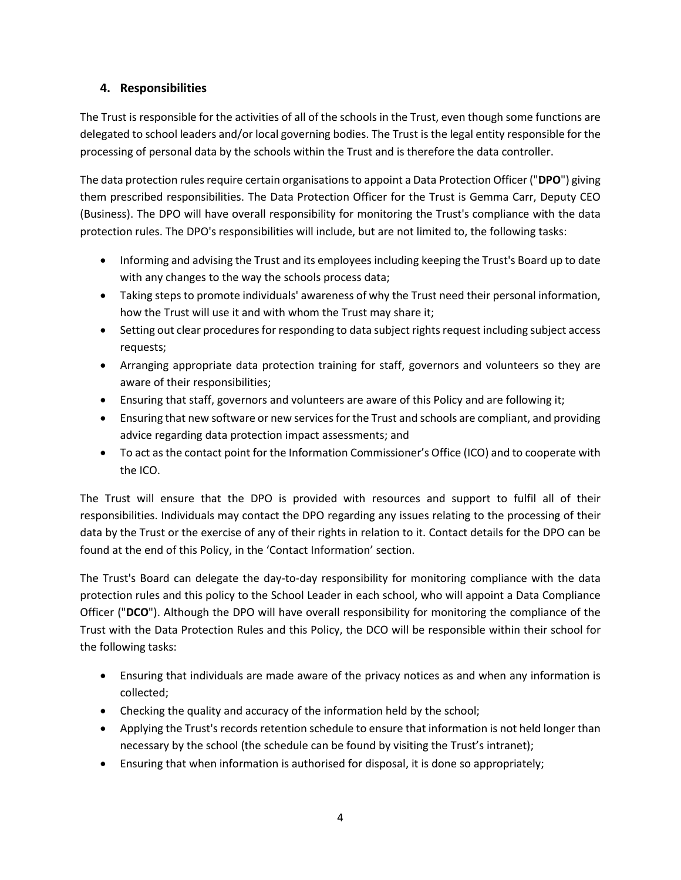## 4. Responsibilities

The Trust is responsible for the activities of all of the schools in the Trust, even though some functions are delegated to school leaders and/or local governing bodies. The Trust is the legal entity responsible for the processing of personal data by the schools within the Trust and is therefore the data controller.

The data protection rules require certain organisations to appoint a Data Protection Officer ("**DPO**") giving them prescribed responsibilities. The Data Protection Officer for the Trust is Gemma Carr, Deputy CEO (Business). The DPO will have overall responsibility for monitoring the Trust's compliance with the data protection rules. The DPO's responsibilities will include, but are not limited to, the following tasks:

- Informing and advising the Trust and its employees including keeping the Trust's Board up to date with any changes to the way the schools process data;
- Taking steps to promote individuals' awareness of why the Trust need their personal information, how the Trust will use it and with whom the Trust may share it;
- Setting out clear procedures for responding to data subject rights request including subject access requests;
- Arranging appropriate data protection training for staff, governors and volunteers so they are aware of their responsibilities;
- Ensuring that staff, governors and volunteers are aware of this Policy and are following it;
- Ensuring that new software or new services for the Trust and schools are compliant, and providing advice regarding data protection impact assessments; and
- To act as the contact point for the Information Commissioner's Office (ICO) and to cooperate with the ICO.

The Trust will ensure that the DPO is provided with resources and support to fulfil all of their responsibilities. Individuals may contact the DPO regarding any issues relating to the processing of their data by the Trust or the exercise of any of their rights in relation to it. Contact details for the DPO can be found at the end of this Policy, in the 'Contact Information' section.

The Trust's Board can delegate the day-to-day responsibility for monitoring compliance with the data protection rules and this policy to the School Leader in each school, who will appoint a Data Compliance Officer ("**DCO**"). Although the DPO will have overall responsibility for monitoring the compliance of the Trust with the Data Protection Rules and this Policy, the DCO will be responsible within their school for the following tasks:

- Ensuring that individuals are made aware of the privacy notices as and when any information is collected;
- Checking the quality and accuracy of the information held by the school;
- Applying the Trust's records retention schedule to ensure that information is not held longer than necessary by the school (the schedule can be found by visiting the Trust's intranet);
- Ensuring that when information is authorised for disposal, it is done so appropriately;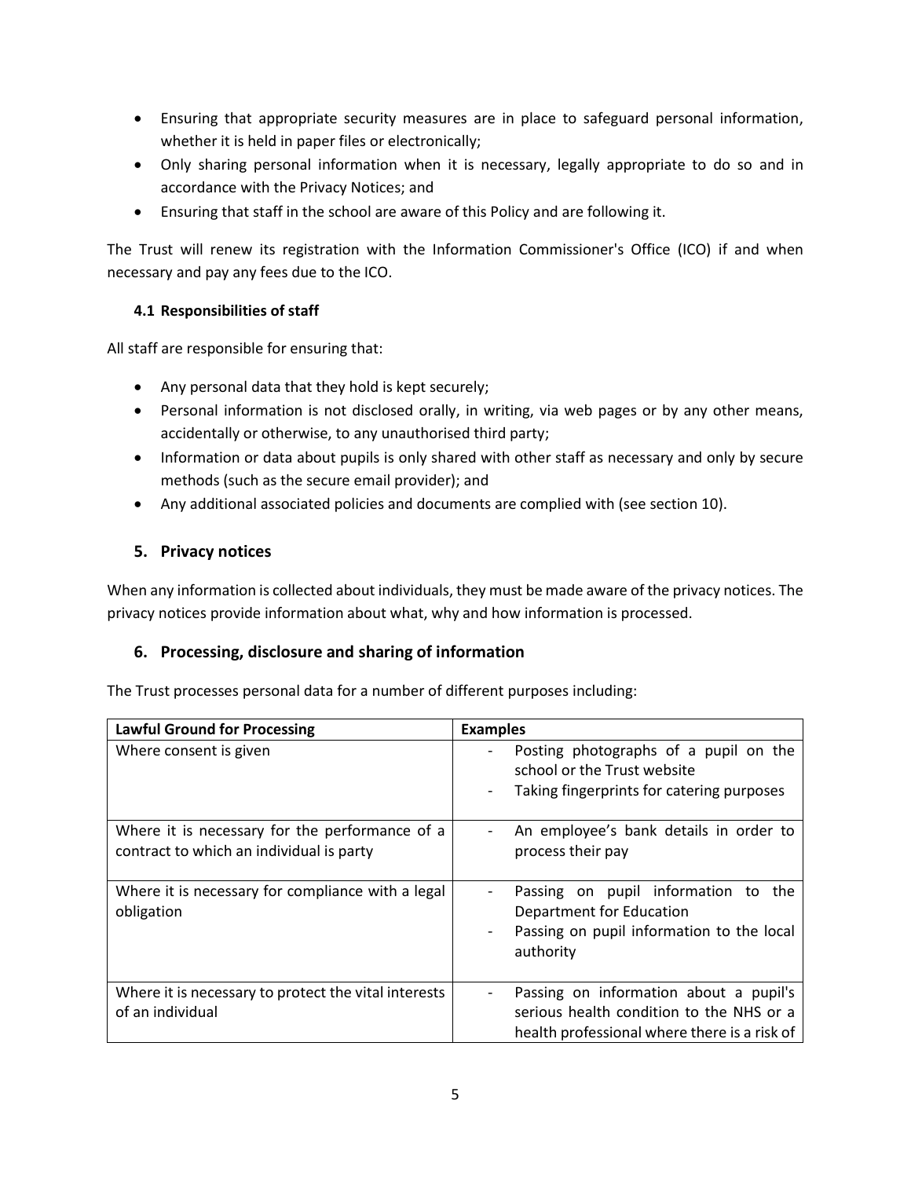- Ensuring that appropriate security measures are in place to safeguard personal information, whether it is held in paper files or electronically;
- Only sharing personal information when it is necessary, legally appropriate to do so and in accordance with the Privacy Notices; and
- Ensuring that staff in the school are aware of this Policy and are following it.

The Trust will renew its registration with the Information Commissioner's Office (ICO) if and when necessary and pay any fees due to the ICO.

### 4.1 Responsibilities of staff

All staff are responsible for ensuring that:

- Any personal data that they hold is kept securely;
- Personal information is not disclosed orally, in writing, via web pages or by any other means, accidentally or otherwise, to any unauthorised third party;
- Information or data about pupils is only shared with other staff as necessary and only by secure methods (such as the secure email provider); and
- Any additional associated policies and documents are complied with (see section 10).

## 5. Privacy notices

When any information is collected about individuals, they must be made aware of the privacy notices. The privacy notices provide information about what, why and how information is processed.

## 6. Processing, disclosure and sharing of information

The Trust processes personal data for a number of different purposes including:

| Lawful Ground for Processing | Examples |
|---|---|
| Where consent is given | - Posting photographs of a pupil on the school or the Trust website<br>- Taking fingerprints for catering purposes |
| Where it is necessary for the performance of a contract to which an individual is party | - An employee's bank details in order to process their pay |
| Where it is necessary for compliance with a legal obligation | - Passing on pupil information to the Department for Education<br>- Passing on pupil information to the local authority |
| Where it is necessary to protect the vital interests of an individual | - Passing on information about a pupil's serious health condition to the NHS or a health professional where there is a risk of |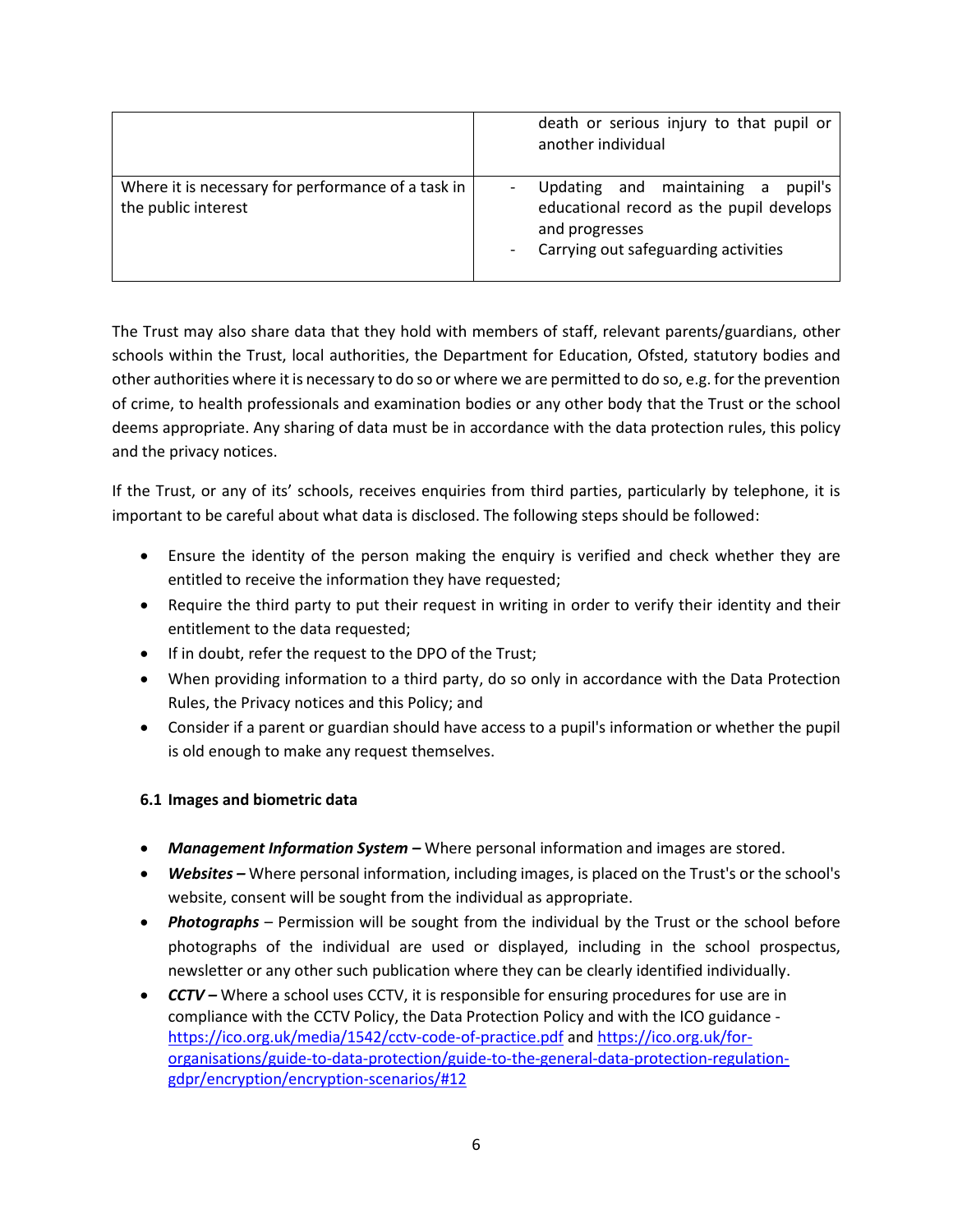| | |
|---|---|
| | death or serious injury to that pupil or another individual |
| Where it is necessary for performance of a task in the public interest | - Updating and maintaining a pupil's educational record as the pupil develops and progresses<br>- Carrying out safeguarding activities |

The Trust may also share data that they hold with members of staff, relevant parents/guardians, other schools within the Trust, local authorities, the Department for Education, Ofsted, statutory bodies and other authorities where it is necessary to do so or where we are permitted to do so, e.g. for the prevention of crime, to health professionals and examination bodies or any other body that the Trust or the school deems appropriate. Any sharing of data must be in accordance with the data protection rules, this policy and the privacy notices.

If the Trust, or any of its' schools, receives enquiries from third parties, particularly by telephone, it is important to be careful about what data is disclosed. The following steps should be followed:

- Ensure the identity of the person making the enquiry is verified and check whether they are entitled to receive the information they have requested;
- Require the third party to put their request in writing in order to verify their identity and their entitlement to the data requested;
- If in doubt, refer the request to the DPO of the Trust;
- When providing information to a third party, do so only in accordance with the Data Protection Rules, the Privacy notices and this Policy; and
- Consider if a parent or guardian should have access to a pupil's information or whether the pupil is old enough to make any request themselves.

### 6.1 Images and biometric data

- ***Management Information System –*** Where personal information and images are stored.
- ***Websites –*** Where personal information, including images, is placed on the Trust's or the school's website, consent will be sought from the individual as appropriate.
- ***Photographs*** – Permission will be sought from the individual by the Trust or the school before photographs of the individual are used or displayed, including in the school prospectus, newsletter or any other such publication where they can be clearly identified individually.
- ***CCTV –*** Where a school uses CCTV, it is responsible for ensuring procedures for use are in compliance with the CCTV Policy, the Data Protection Policy and with the ICO guidance - https://ico.org.uk/media/1542/cctv-code-of-practice.pdf and https://ico.org.uk/for-organisations/guide-to-data-protection/guide-to-the-general-data-protection-regulation-gdpr/encryption/encryption-scenarios/#12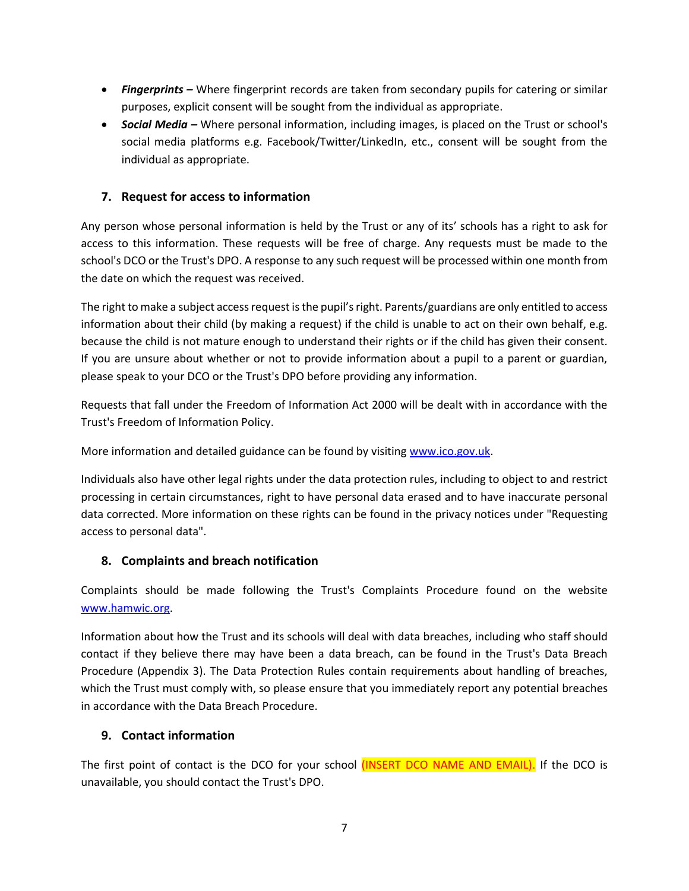- ***Fingerprints –*** Where fingerprint records are taken from secondary pupils for catering or similar purposes, explicit consent will be sought from the individual as appropriate.
- ***Social Media –*** Where personal information, including images, is placed on the Trust or school's social media platforms e.g. Facebook/Twitter/LinkedIn, etc., consent will be sought from the individual as appropriate.

## 7. Request for access to information

Any person whose personal information is held by the Trust or any of its' schools has a right to ask for access to this information. These requests will be free of charge. Any requests must be made to the school's DCO or the Trust's DPO. A response to any such request will be processed within one month from the date on which the request was received.

The right to make a subject access request is the pupil's right. Parents/guardians are only entitled to access information about their child (by making a request) if the child is unable to act on their own behalf, e.g. because the child is not mature enough to understand their rights or if the child has given their consent. If you are unsure about whether or not to provide information about a pupil to a parent or guardian, please speak to your DCO or the Trust's DPO before providing any information.

Requests that fall under the Freedom of Information Act 2000 will be dealt with in accordance with the Trust's Freedom of Information Policy.

More information and detailed guidance can be found by visiting [www.ico.gov.uk](www.ico.gov.uk).

Individuals also have other legal rights under the data protection rules, including to object to and restrict processing in certain circumstances, right to have personal data erased and to have inaccurate personal data corrected. More information on these rights can be found in the privacy notices under "Requesting access to personal data".

## 8. Complaints and breach notification

Complaints should be made following the Trust's Complaints Procedure found on the website [www.hamwic.org](www.hamwic.org).

Information about how the Trust and its schools will deal with data breaches, including who staff should contact if they believe there may have been a data breach, can be found in the Trust's Data Breach Procedure (Appendix 3). The Data Protection Rules contain requirements about handling of breaches, which the Trust must comply with, so please ensure that you immediately report any potential breaches in accordance with the Data Breach Procedure.

## 9. Contact information

The first point of contact is the DCO for your school (INSERT DCO NAME AND EMAIL). If the DCO is unavailable, you should contact the Trust's DPO.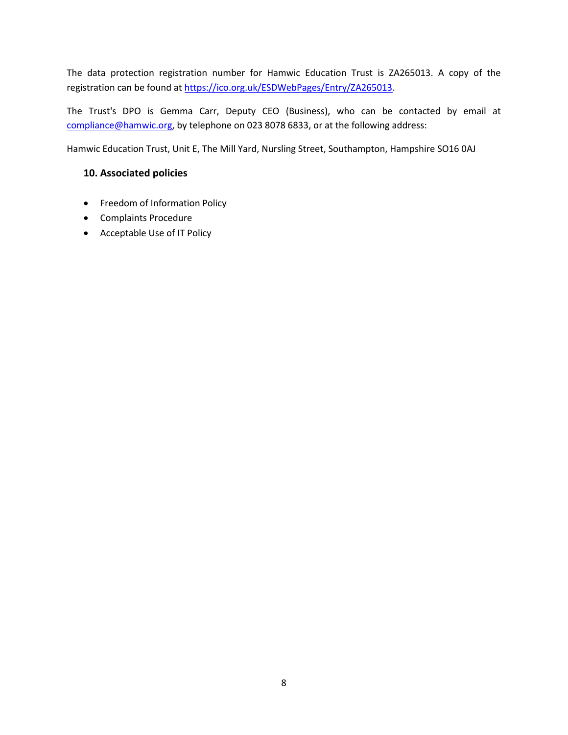The data protection registration number for Hamwic Education Trust is ZA265013. A copy of the registration can be found at [https://ico.org.uk/ESDWebPages/Entry/ZA265013](https://ico.org.uk/ESDWebPages/Entry/ZA265013).

The Trust's DPO is Gemma Carr, Deputy CEO (Business), who can be contacted by email at [compliance@hamwic.org](mailto:compliance@hamwic.org), by telephone on 023 8078 6833, or at the following address:

Hamwic Education Trust, Unit E, The Mill Yard, Nursling Street, Southampton, Hampshire SO16 0AJ

## 10. Associated policies

- Freedom of Information Policy
- Complaints Procedure
- Acceptable Use of IT Policy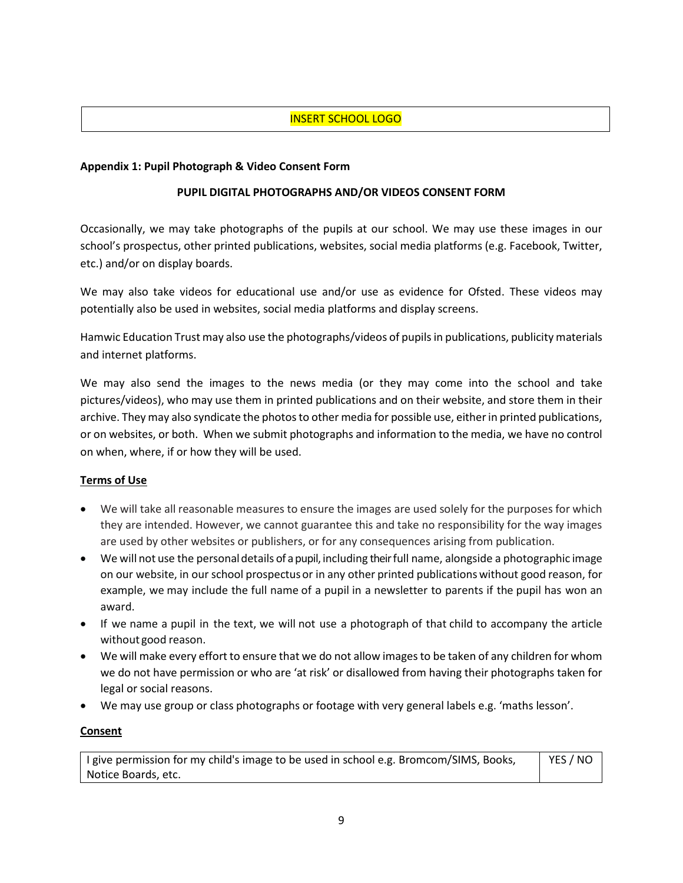| INSERT SCHOOL LOGO |
| --- |

**Appendix 1: Pupil Photograph & Video Consent Form**

**PUPIL DIGITAL PHOTOGRAPHS AND/OR VIDEOS CONSENT FORM**

Occasionally, we may take photographs of the pupils at our school. We may use these images in our school's prospectus, other printed publications, websites, social media platforms (e.g. Facebook, Twitter, etc.) and/or on display boards.

We may also take videos for educational use and/or use as evidence for Ofsted. These videos may potentially also be used in websites, social media platforms and display screens.

Hamwic Education Trust may also use the photographs/videos of pupils in publications, publicity materials and internet platforms.

We may also send the images to the news media (or they may come into the school and take pictures/videos), who may use them in printed publications and on their website, and store them in their archive. They may also syndicate the photos to other media for possible use, either in printed publications, or on websites, or both. When we submit photographs and information to the media, we have no control on when, where, if or how they will be used.

**Terms of Use**

- We will take all reasonable measures to ensure the images are used solely for the purposes for which they are intended. However, we cannot guarantee this and take no responsibility for the way images are used by other websites or publishers, or for any consequences arising from publication.
- We will not use the personal details of a pupil, including their full name, alongside a photographic image on our website, in our school prospectus or in any other printed publications without good reason, for example, we may include the full name of a pupil in a newsletter to parents if the pupil has won an award.
- If we name a pupil in the text, we will not use a photograph of that child to accompany the article without good reason.
- We will make every effort to ensure that we do not allow images to be taken of any children for whom we do not have permission or who are 'at risk' or disallowed from having their photographs taken for legal or social reasons.
- We may use group or class photographs or footage with very general labels e.g. 'maths lesson'.

**Consent**

| I give permission for my child's image to be used in school e.g. Bromcom/SIMS, Books, Notice Boards, etc. | YES / NO |
| --- | --- |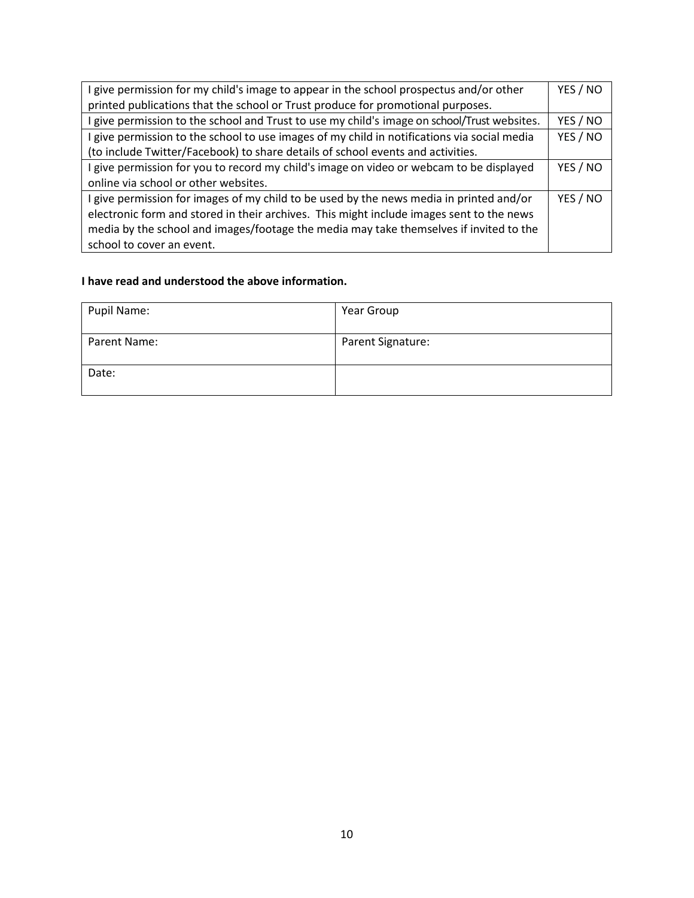| | |
|---|---|
| I give permission for my child's image to appear in the school prospectus and/or other printed publications that the school or Trust produce for promotional purposes. | YES / NO |
| I give permission to the school and Trust to use my child's image on school/Trust websites. | YES / NO |
| I give permission to the school to use images of my child in notifications via social media (to include Twitter/Facebook) to share details of school events and activities. | YES / NO |
| I give permission for you to record my child's image on video or webcam to be displayed online via school or other websites. | YES / NO |
| I give permission for images of my child to be used by the news media in printed and/or electronic form and stored in their archives. This might include images sent to the news media by the school and images/footage the media may take themselves if invited to the school to cover an event. | YES / NO |

**I have read and understood the above information.**

| | |
|---|---|
| Pupil Name: | Year Group |
| Parent Name: | Parent Signature: |
| Date: | |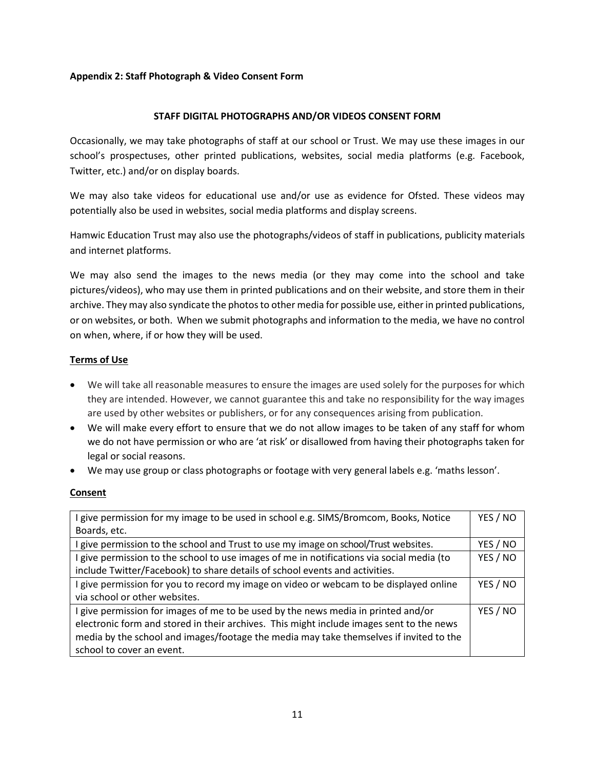**Appendix 2: Staff Photograph & Video Consent Form**

**STAFF DIGITAL PHOTOGRAPHS AND/OR VIDEOS CONSENT FORM**

Occasionally, we may take photographs of staff at our school or Trust. We may use these images in our school's prospectuses, other printed publications, websites, social media platforms (e.g. Facebook, Twitter, etc.) and/or on display boards.

We may also take videos for educational use and/or use as evidence for Ofsted. These videos may potentially also be used in websites, social media platforms and display screens.

Hamwic Education Trust may also use the photographs/videos of staff in publications, publicity materials and internet platforms.

We may also send the images to the news media (or they may come into the school and take pictures/videos), who may use them in printed publications and on their website, and store them in their archive. They may also syndicate the photos to other media for possible use, either in printed publications, or on websites, or both. When we submit photographs and information to the media, we have no control on when, where, if or how they will be used.

**Terms of Use**

- We will take all reasonable measures to ensure the images are used solely for the purposes for which they are intended. However, we cannot guarantee this and take no responsibility for the way images are used by other websites or publishers, or for any consequences arising from publication.
- We will make every effort to ensure that we do not allow images to be taken of any staff for whom we do not have permission or who are 'at risk' or disallowed from having their photographs taken for legal or social reasons.
- We may use group or class photographs or footage with very general labels e.g. 'maths lesson'.

**Consent**

| | |
|---|---|
| I give permission for my image to be used in school e.g. SIMS/Bromcom, Books, Notice Boards, etc. | YES / NO |
| I give permission to the school and Trust to use my image on school/Trust websites. | YES / NO |
| I give permission to the school to use images of me in notifications via social media (to include Twitter/Facebook) to share details of school events and activities. | YES / NO |
| I give permission for you to record my image on video or webcam to be displayed online via school or other websites. | YES / NO |
| I give permission for images of me to be used by the news media in printed and/or electronic form and stored in their archives. This might include images sent to the news media by the school and images/footage the media may take themselves if invited to the school to cover an event. | YES / NO |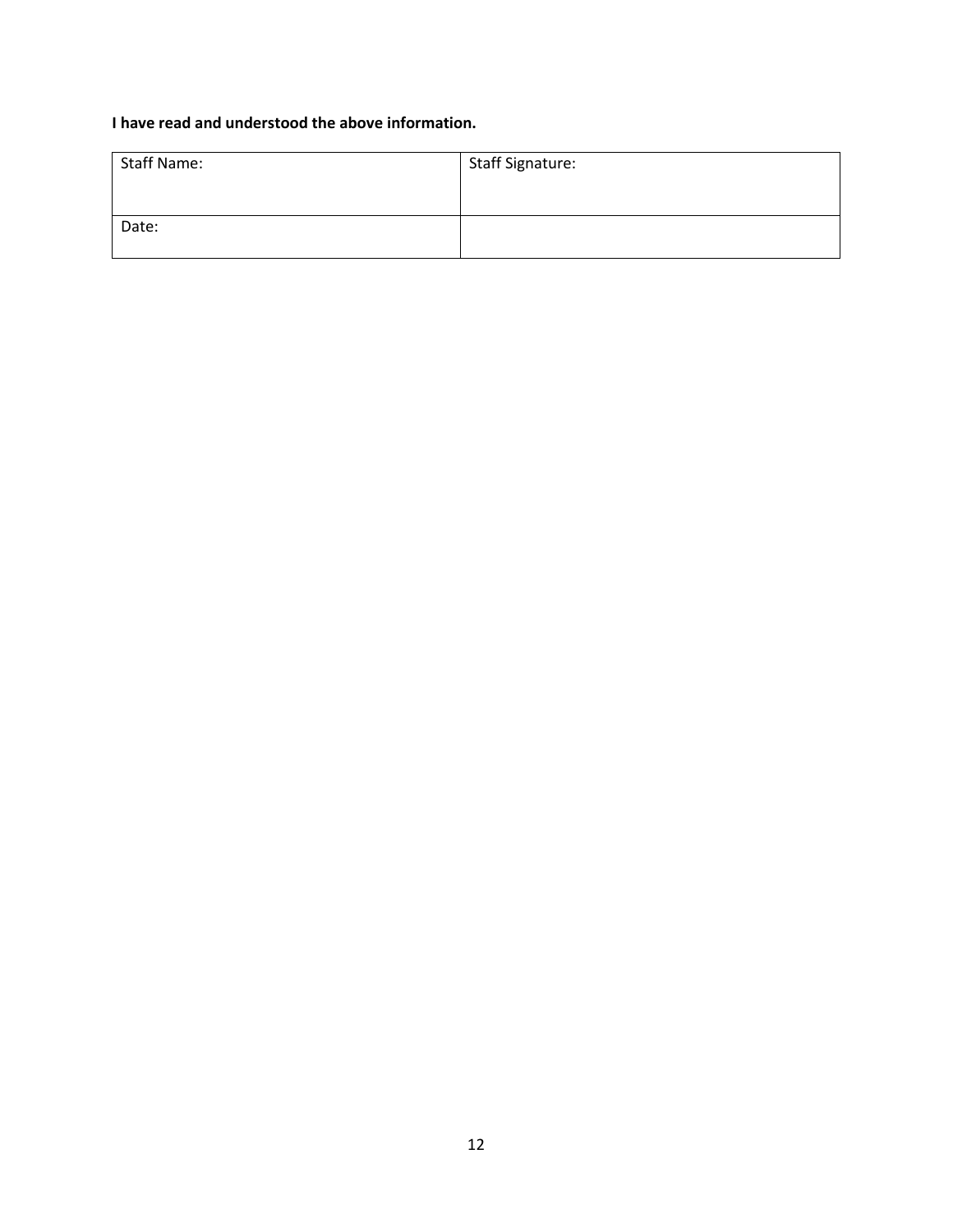**I have read and understood the above information.**

| Staff Name: | Staff Signature: |
| --- | --- |
| Date: | |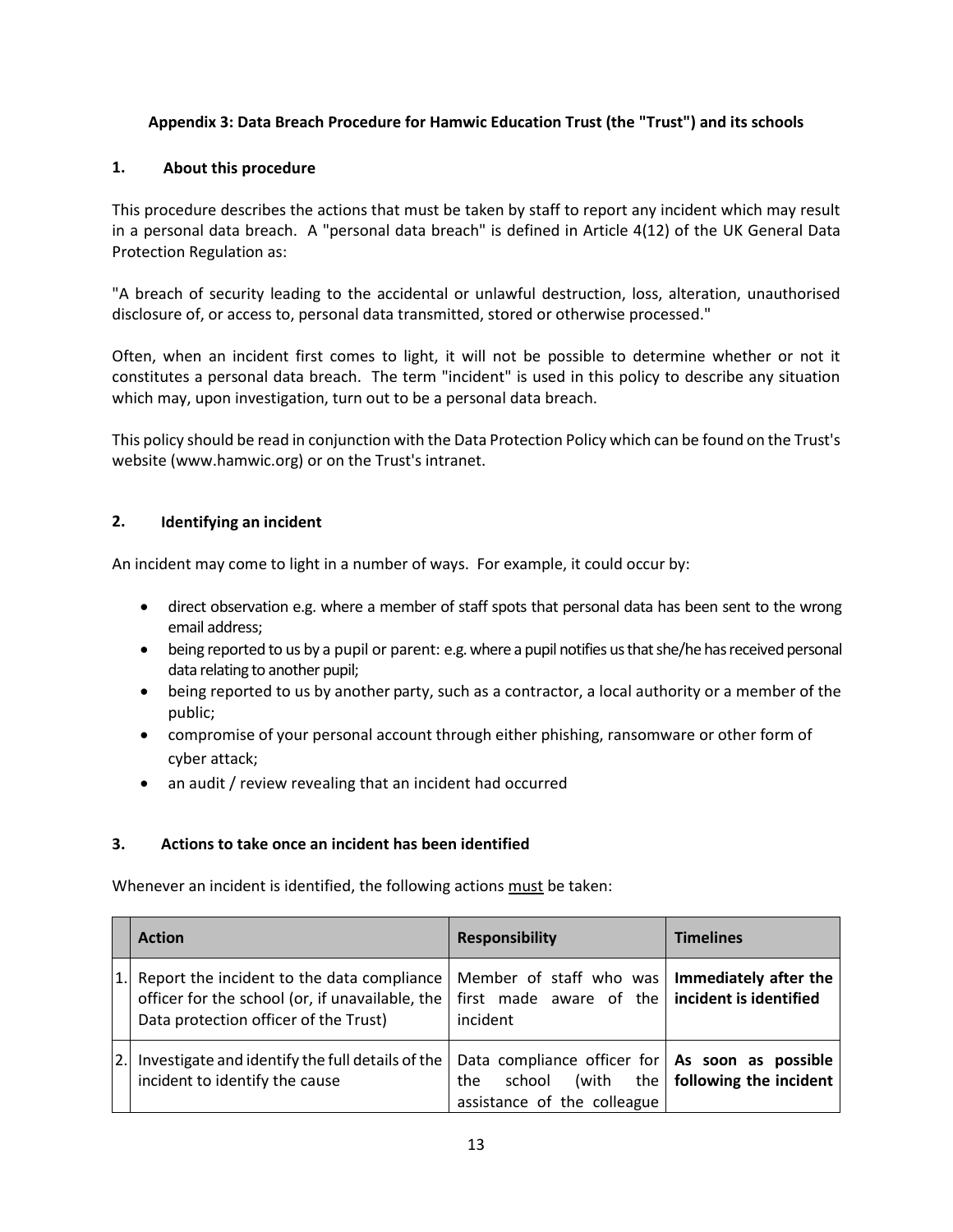**Appendix 3: Data Breach Procedure for Hamwic Education Trust (the "Trust") and its schools**

## 1. About this procedure

This procedure describes the actions that must be taken by staff to report any incident which may result in a personal data breach. A "personal data breach" is defined in Article 4(12) of the UK General Data Protection Regulation as:

"A breach of security leading to the accidental or unlawful destruction, loss, alteration, unauthorised disclosure of, or access to, personal data transmitted, stored or otherwise processed."

Often, when an incident first comes to light, it will not be possible to determine whether or not it constitutes a personal data breach. The term "incident" is used in this policy to describe any situation which may, upon investigation, turn out to be a personal data breach.

This policy should be read in conjunction with the Data Protection Policy which can be found on the Trust's website (www.hamwic.org) or on the Trust's intranet.

## 2. Identifying an incident

An incident may come to light in a number of ways. For example, it could occur by:

- direct observation e.g. where a member of staff spots that personal data has been sent to the wrong email address;
- being reported to us by a pupil or parent: e.g. where a pupil notifies us that she/he has received personal data relating to another pupil;
- being reported to us by another party, such as a contractor, a local authority or a member of the public;
- compromise of your personal account through either phishing, ransomware or other form of cyber attack;
- an audit / review revealing that an incident had occurred

## 3. Actions to take once an incident has been identified

Whenever an incident is identified, the following actions <u>must</u> be taken:

| | Action | Responsibility | Timelines |
|---|---|---|---|
| 1. | Report the incident to the data compliance officer for the school (or, if unavailable, the Data protection officer of the Trust) | Member of staff who was first made aware of the incident | **Immediately after the incident is identified** |
| 2. | Investigate and identify the full details of the incident to identify the cause | Data compliance officer for the school (with the assistance of the colleague | **As soon as possible following the incident** |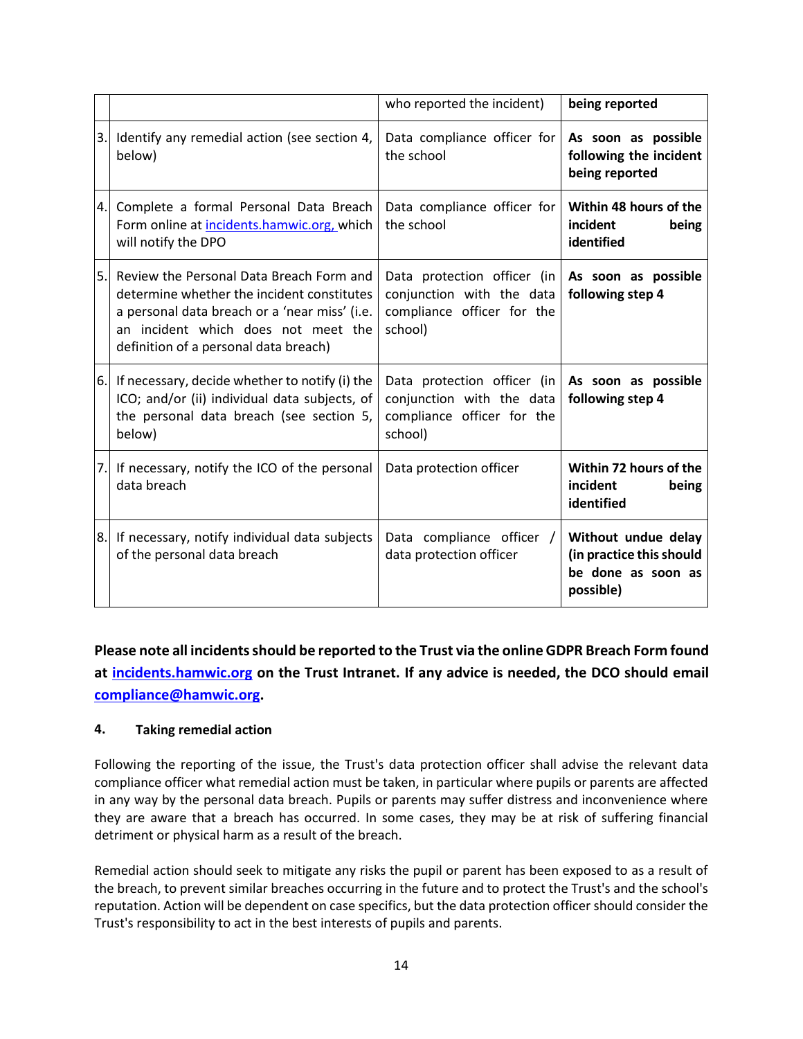| | | | |
|---|---|---|---|
| | | who reported the incident) | **being reported** |
| 3. | Identify any remedial action (see section 4, below) | Data compliance officer for the school | **As soon as possible following the incident being reported** |
| 4. | Complete a formal Personal Data Breach Form online at incidents.hamwic.org, which will notify the DPO | Data compliance officer for the school | **Within 48 hours of the incident being identified** |
| 5. | Review the Personal Data Breach Form and determine whether the incident constitutes a personal data breach or a 'near miss' (i.e. an incident which does not meet the definition of a personal data breach) | Data protection officer (in conjunction with the data compliance officer for the school) | **As soon as possible following step 4** |
| 6. | If necessary, decide whether to notify (i) the ICO; and/or (ii) individual data subjects, of the personal data breach (see section 5, below) | Data protection officer (in conjunction with the data compliance officer for the school) | **As soon as possible following step 4** |
| 7. | If necessary, notify the ICO of the personal data breach | Data protection officer | **Within 72 hours of the incident being identified** |
| 8. | If necessary, notify individual data subjects of the personal data breach | Data compliance officer / data protection officer | **Without undue delay (in practice this should be done as soon as possible)** |

**Please note all incidents should be reported to the Trust via the online GDPR Breach Form found at incidents.hamwic.org on the Trust Intranet. If any advice is needed, the DCO should email compliance@hamwic.org.**

#### 4. Taking remedial action

Following the reporting of the issue, the Trust's data protection officer shall advise the relevant data compliance officer what remedial action must be taken, in particular where pupils or parents are affected in any way by the personal data breach. Pupils or parents may suffer distress and inconvenience where they are aware that a breach has occurred. In some cases, they may be at risk of suffering financial detriment or physical harm as a result of the breach.

Remedial action should seek to mitigate any risks the pupil or parent has been exposed to as a result of the breach, to prevent similar breaches occurring in the future and to protect the Trust's and the school's reputation. Action will be dependent on case specifics, but the data protection officer should consider the Trust's responsibility to act in the best interests of pupils and parents.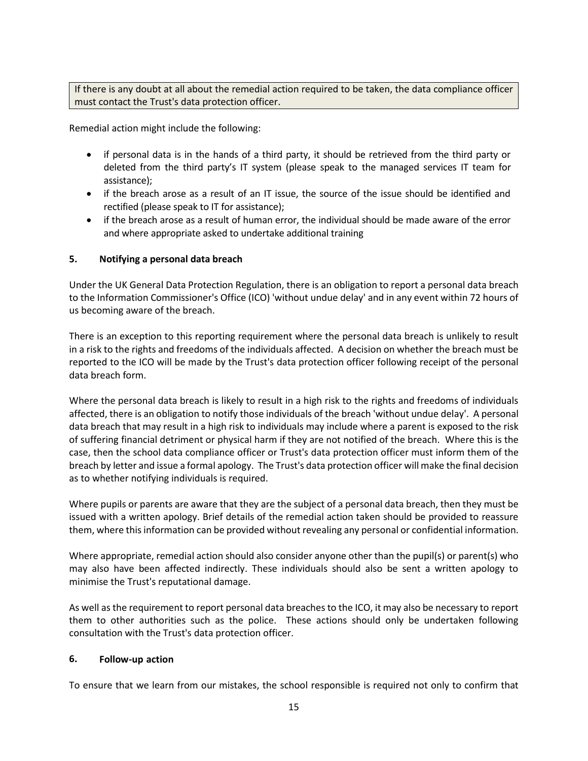> If there is any doubt at all about the remedial action required to be taken, the data compliance officer must contact the Trust's data protection officer.

Remedial action might include the following:

- if personal data is in the hands of a third party, it should be retrieved from the third party or deleted from the third party's IT system (please speak to the managed services IT team for assistance);
- if the breach arose as a result of an IT issue, the source of the issue should be identified and rectified (please speak to IT for assistance);
- if the breach arose as a result of human error, the individual should be made aware of the error and where appropriate asked to undertake additional training

## 5. Notifying a personal data breach

Under the UK General Data Protection Regulation, there is an obligation to report a personal data breach to the Information Commissioner's Office (ICO) 'without undue delay' and in any event within 72 hours of us becoming aware of the breach.

There is an exception to this reporting requirement where the personal data breach is unlikely to result in a risk to the rights and freedoms of the individuals affected. A decision on whether the breach must be reported to the ICO will be made by the Trust's data protection officer following receipt of the personal data breach form.

Where the personal data breach is likely to result in a high risk to the rights and freedoms of individuals affected, there is an obligation to notify those individuals of the breach 'without undue delay'. A personal data breach that may result in a high risk to individuals may include where a parent is exposed to the risk of suffering financial detriment or physical harm if they are not notified of the breach. Where this is the case, then the school data compliance officer or Trust's data protection officer must inform them of the breach by letter and issue a formal apology. The Trust's data protection officer will make the final decision as to whether notifying individuals is required.

Where pupils or parents are aware that they are the subject of a personal data breach, then they must be issued with a written apology. Brief details of the remedial action taken should be provided to reassure them, where this information can be provided without revealing any personal or confidential information.

Where appropriate, remedial action should also consider anyone other than the pupil(s) or parent(s) who may also have been affected indirectly. These individuals should also be sent a written apology to minimise the Trust's reputational damage.

As well as the requirement to report personal data breaches to the ICO, it may also be necessary to report them to other authorities such as the police. These actions should only be undertaken following consultation with the Trust's data protection officer.

## 6. Follow-up action

To ensure that we learn from our mistakes, the school responsible is required not only to confirm that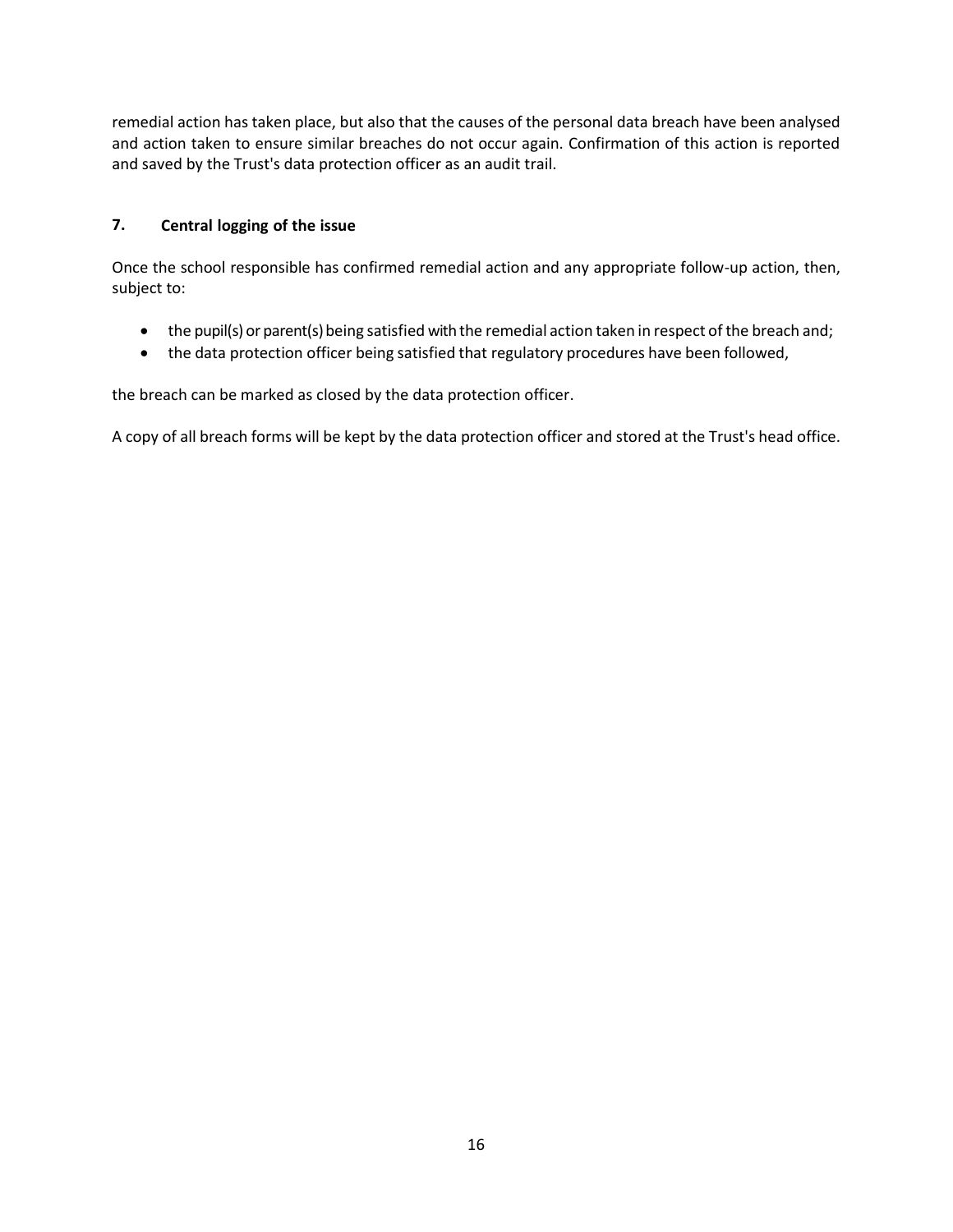remedial action has taken place, but also that the causes of the personal data breach have been analysed and action taken to ensure similar breaches do not occur again. Confirmation of this action is reported and saved by the Trust's data protection officer as an audit trail.

## 7. Central logging of the issue

Once the school responsible has confirmed remedial action and any appropriate follow-up action, then, subject to:

- the pupil(s) or parent(s) being satisfied with the remedial action taken in respect of the breach and;
- the data protection officer being satisfied that regulatory procedures have been followed,

the breach can be marked as closed by the data protection officer.

A copy of all breach forms will be kept by the data protection officer and stored at the Trust's head office.